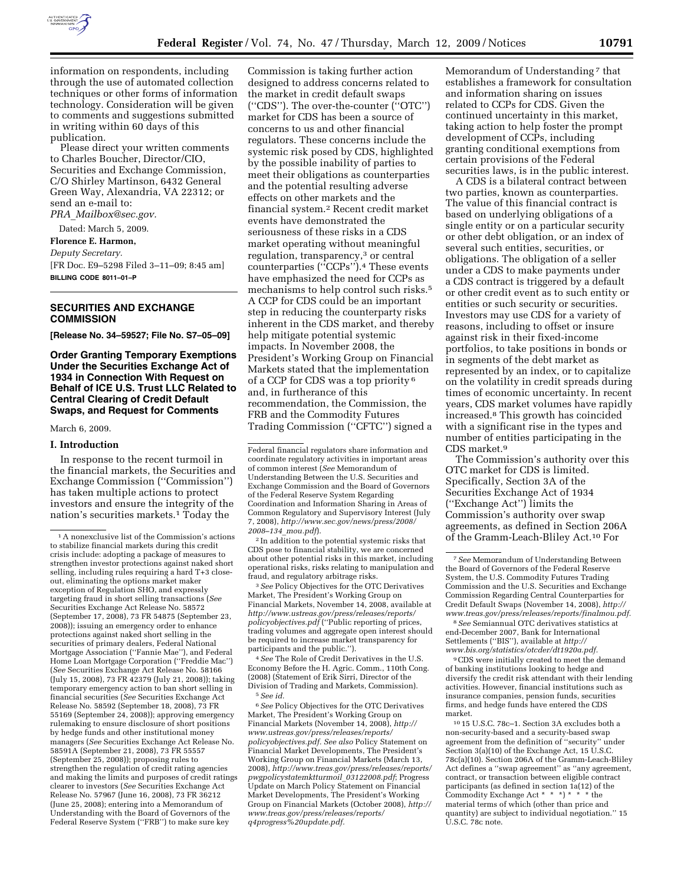information on respondents, including through the use of automated collection techniques or other forms of information technology. Consideration will be given to comments and suggestions submitted in writing within 60 days of this publication.

Please direct your written comments to Charles Boucher, Director/CIO, Securities and Exchange Commission, C/O Shirley Martinson, 6432 General Green Way, Alexandria, VA 22312; or send an e-mail to: *PRA_Mailbox@sec.gov.*

Dated: March 5, 2009.

**Florence E. Harmon,**

*Deputy Secretary.*

[FR Doc. E9–5298 Filed 3–11–09; 8:45 am]

**BILLING CODE 8011–01–P**

## SECURITIES AND EXCHANGE COMMISSION

**[Release No. 34–59527; File No. S7–05–09]**

## Order Granting Temporary Exemptions Under the Securities Exchange Act of 1934 in Connection With Request on Behalf of ICE U.S. Trust LLC Related to Central Clearing of Credit Default Swaps, and Request for Comments

March 6, 2009.

### I. Introduction

In response to the recent turmoil in the financial markets, the Securities and Exchange Commission (''Commission'') has taken multiple actions to protect investors and ensure the integrity of the nation's securities markets.[1] Today the Commission is taking further action designed to address concerns related to the market in credit default swaps (''CDS''). The over-the-counter (''OTC'') market for CDS has been a source of concerns to us and other financial regulators. These concerns include the systemic risk posed by CDS, highlighted by the possible inability of parties to meet their obligations as counterparties and the potential resulting adverse effects on other markets and the financial system.[2] Recent credit market events have demonstrated the seriousness of these risks in a CDS market operating without meaningful regulation, transparency,[3] or central counterparties (''CCPs'').[4] These events have emphasized the need for CCPs as mechanisms to help control such risks.[5] A CCP for CDS could be an important step in reducing the counterparty risks inherent in the CDS market, and thereby help mitigate potential systemic impacts. In November 2008, the President's Working Group on Financial Markets stated that the implementation of a CCP for CDS was a top priority[6] and, in furtherance of this recommendation, the Commission, the FRB and the Commodity Futures Trading Commission (''CFTC'') signed a Memorandum of Understanding[7] that establishes a framework for consultation and information sharing on issues related to CCPs for CDS. Given the continued uncertainty in this market, taking action to help foster the prompt development of CCPs, including granting conditional exemptions from certain provisions of the Federal securities laws, is in the public interest.

A CDS is a bilateral contract between two parties, known as counterparties. The value of this financial contract is based on underlying obligations of a single entity or on a particular security or other debt obligation, or an index of several such entities, securities, or obligations. The obligation of a seller under a CDS to make payments under a CDS contract is triggered by a default or other credit event as to such entity or entities or such security or securities. Investors may use CDS for a variety of reasons, including to offset or insure against risk in their fixed-income portfolios, to take positions in bonds or in segments of the debt market as represented by an index, or to capitalize on the volatility in credit spreads during times of economic uncertainty. In recent years, CDS market volumes have rapidly increased.[8] This growth has coincided with a significant rise in the types and number of entities participating in the CDS market.[9]

The Commission's authority over this OTC market for CDS is limited. Specifically, Section 3A of the Securities Exchange Act of 1934 (''Exchange Act'') limits the Commission's authority over swap agreements, as defined in Section 206A of the Gramm-Leach-Bliley Act.[10] For

---

[1] A nonexclusive list of the Commission's actions to stabilize financial markets during this credit crisis include: adopting a package of measures to strengthen investor protections against naked short selling, including rules requiring a hard T+3 close-out, eliminating the options market maker exception of Regulation SHO, and expressly targeting fraud in short selling transactions (*See* Securities Exchange Act Release No. 58572 (September 17, 2008), 73 FR 54875 (September 23, 2008)); issuing an emergency order to enhance protections against naked short selling in the securities of primary dealers, Federal National Mortgage Association (''Fannie Mae''), and Federal Home Loan Mortgage Corporation (''Freddie Mac'') (*See* Securities Exchange Act Release No. 58166 (July 15, 2008), 73 FR 42379 (July 21, 2008)); taking temporary emergency action to ban short selling in financial securities (*See* Securities Exchange Act Release No. 58592 (September 18, 2008), 73 FR 55169 (September 24, 2008)); approving emergency rulemaking to ensure disclosure of short positions by hedge funds and other institutional money managers (*See* Securities Exchange Act Release No. 58591A (September 21, 2008), 73 FR 55557 (September 25, 2008)); proposing rules to strengthen the regulation of credit rating agencies and making the limits and purposes of credit ratings clearer to investors (*See* Securities Exchange Act Release No. 57967 (June 16, 2008), 73 FR 36212 (June 25, 2008); entering into a Memorandum of Understanding with the Board of Governors of the Federal Reserve System (''FRB'') to make sure key Federal financial regulators share information and coordinate regulatory activities in important areas of common interest (*See* Memorandum of Understanding Between the U.S. Securities and Exchange Commission and the Board of Governors of the Federal Reserve System Regarding Coordination and Information Sharing in Areas of Common Regulatory and Supervisory Interest (July 7, 2008), *http://www.sec.gov/news/press/2008/2008–134_mou.pdf*).

[2] In addition to the potential systemic risks that CDS pose to financial stability, we are concerned about other potential risks in this market, including operational risks, risks relating to manipulation and fraud, and regulatory arbitrage risks.

[3] *See* Policy Objectives for the OTC Derivatives Market, The President's Working Group on Financial Markets, November 14, 2008, available at *http://www.ustreas.gov/press/releases/reports/policyobjectives.pdf* (''Public reporting of prices, trading volumes and aggregate open interest should be required to increase market transparency for participants and the public.'').

[4] *See* The Role of Credit Derivatives in the U.S. Economy Before the H. Agric. Comm., 110th Cong. (2008) (Statement of Erik Sirri, Director of the Division of Trading and Markets, Commission).

[5] *See id.*

[6] *See* Policy Objectives for the OTC Derivatives Market, The President's Working Group on Financial Markets (November 14, 2008), *http://www.ustreas.gov/press/releases/reports/policyobjectives.pdf. See also* Policy Statement on Financial Market Developments, The President's Working Group on Financial Markets (March 13, 2008), *http://www.treas.gov/press/releases/reports/pwgpolicystatemktturmoil_03122008.pdf*; Progress Update on March Policy Statement on Financial Market Developments, The President's Working Group on Financial Markets (October 2008), *http://www.treas.gov/press/releases/reports/q4progress%20update.pdf.*

[7] *See* Memorandum of Understanding Between the Board of Governors of the Federal Reserve System, the U.S. Commodity Futures Trading Commission and the U.S. Securities and Exchange Commission Regarding Central Counterparties for Credit Default Swaps (November 14, 2008), *http://www.treas.gov/press/releases/reports/finalmou.pdf.*

[8] *See* Semiannual OTC derivatives statistics at end-December 2007, Bank for International Settlements (''BIS''), available at *http://www.bis.org/statistics/otcder/dt1920a.pdf.*

[9] CDS were initially created to meet the demand of banking institutions looking to hedge and diversify the credit risk attendant with their lending activities. However, financial institutions such as insurance companies, pension funds, securities firms, and hedge funds have entered the CDS market.

[10] 15 U.S.C. 78c–1. Section 3A excludes both a non-security-based and a security-based swap agreement from the definition of ''security'' under Section 3(a)(10) of the Exchange Act, 15 U.S.C. 78c(a)(10). Section 206A of the Gramm-Leach-Bliley Act defines a ''swap agreement'' as ''any agreement, contract, or transaction between eligible contract participants (as defined in section 1a(12) of the Commodity Exchange Act * * *) * * * the material terms of which (other than price and quantity) are subject to individual negotiation.'' 15 U.S.C. 78c note.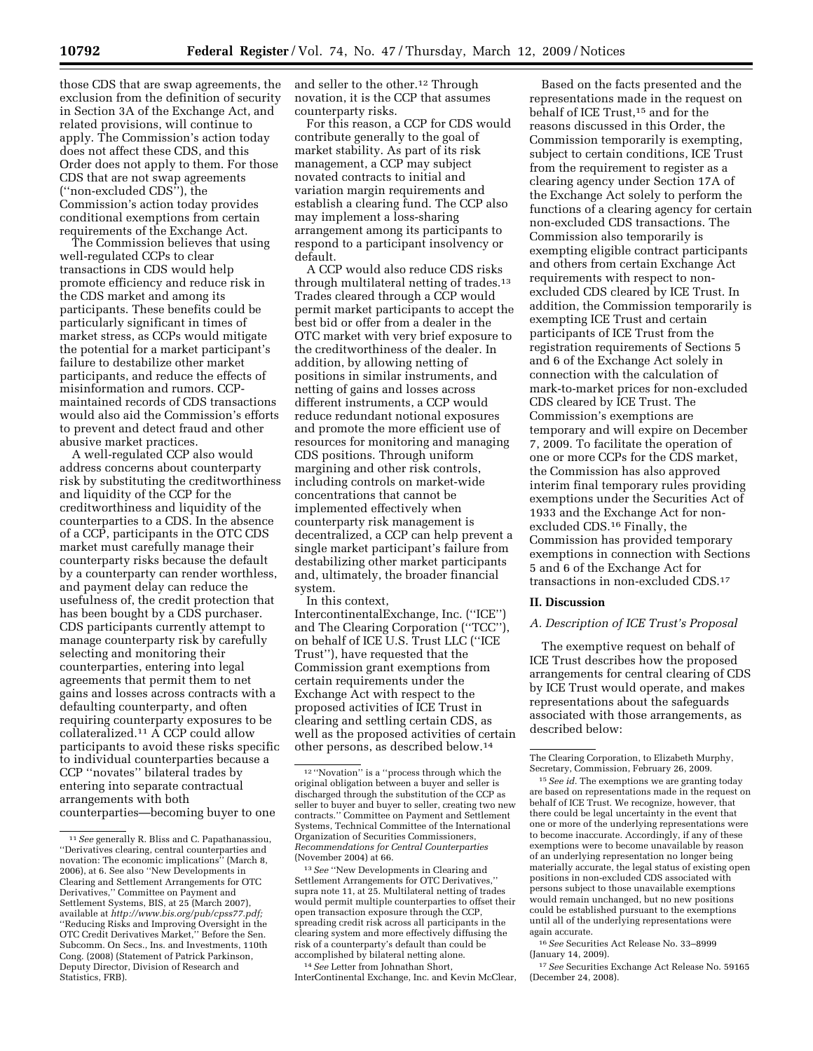those CDS that are swap agreements, the exclusion from the definition of security in Section 3A of the Exchange Act, and related provisions, will continue to apply. The Commission's action today does not affect these CDS, and this Order does not apply to them. For those CDS that are not swap agreements (''non-excluded CDS''), the Commission's action today provides conditional exemptions from certain requirements of the Exchange Act.

The Commission believes that using well-regulated CCPs to clear transactions in CDS would help promote efficiency and reduce risk in the CDS market and among its participants. These benefits could be particularly significant in times of market stress, as CCPs would mitigate the potential for a market participant's failure to destabilize other market participants, and reduce the effects of misinformation and rumors. CCP-maintained records of CDS transactions would also aid the Commission's efforts to prevent and detect fraud and other abusive market practices.

A well-regulated CCP also would address concerns about counterparty risk by substituting the creditworthiness and liquidity of the CCP for the creditworthiness and liquidity of the counterparties to a CDS. In the absence of a CCP, participants in the OTC CDS market must carefully manage their counterparty risks because the default by a counterparty can render worthless, and payment delay can reduce the usefulness of, the credit protection that has been bought by a CDS purchaser. CDS participants currently attempt to manage counterparty risk by carefully selecting and monitoring their counterparties, entering into legal agreements that permit them to net gains and losses across contracts with a defaulting counterparty, and often requiring counterparty exposures to be collateralized.[11] A CCP could allow participants to avoid these risks specific to individual counterparties because a CCP ''novates'' bilateral trades by entering into separate contractual arrangements with both counterparties—becoming buyer to one and seller to the other.[12] Through novation, it is the CCP that assumes counterparty risks.

For this reason, a CCP for CDS would contribute generally to the goal of market stability. As part of its risk management, a CCP may subject novated contracts to initial and variation margin requirements and establish a clearing fund. The CCP also may implement a loss-sharing arrangement among its participants to respond to a participant insolvency or default.

A CCP would also reduce CDS risks through multilateral netting of trades.[13] Trades cleared through a CCP would permit market participants to accept the best bid or offer from a dealer in the OTC market with very brief exposure to the creditworthiness of the dealer. In addition, by allowing netting of positions in similar instruments, and netting of gains and losses across different instruments, a CCP would reduce redundant notional exposures and promote the more efficient use of resources for monitoring and managing CDS positions. Through uniform margining and other risk controls, including controls on market-wide concentrations that cannot be implemented effectively when counterparty risk management is decentralized, a CCP can help prevent a single market participant's failure from destabilizing other market participants and, ultimately, the broader financial system.

In this context, IntercontinentalExchange, Inc. (''ICE'') and The Clearing Corporation (''TCC''), on behalf of ICE U.S. Trust LLC (''ICE Trust''), have requested that the Commission grant exemptions from certain requirements under the Exchange Act with respect to the proposed activities of ICE Trust in clearing and settling certain CDS, as well as the proposed activities of certain other persons, as described below.[14]

Based on the facts presented and the representations made in the request on behalf of ICE Trust,[15] and for the reasons discussed in this Order, the Commission temporarily is exempting, subject to certain conditions, ICE Trust from the requirement to register as a clearing agency under Section 17A of the Exchange Act solely to perform the functions of a clearing agency for certain non-excluded CDS transactions. The Commission also temporarily is exempting eligible contract participants and others from certain Exchange Act requirements with respect to non-excluded CDS cleared by ICE Trust. In addition, the Commission temporarily is exempting ICE Trust and certain participants of ICE Trust from the registration requirements of Sections 5 and 6 of the Exchange Act solely in connection with the calculation of mark-to-market prices for non-excluded CDS cleared by ICE Trust. The Commission's exemptions are temporary and will expire on December 7, 2009. To facilitate the operation of one or more CCPs for the CDS market, the Commission has also approved interim final temporary rules providing exemptions under the Securities Act of 1933 and the Exchange Act for non-excluded CDS.[16] Finally, the Commission has provided temporary exemptions in connection with Sections 5 and 6 of the Exchange Act for transactions in non-excluded CDS.[17]

## II. Discussion

### *A. Description of ICE Trust's Proposal*

The exemptive request on behalf of ICE Trust describes how the proposed arrangements for central clearing of CDS by ICE Trust would operate, and makes representations about the safeguards associated with those arrangements, as described below:

---

[11] *See* generally R. Bliss and C. Papathanassiou, ''Derivatives clearing, central counterparties and novation: The economic implications'' (March 8, 2006), at 6. See also ''New Developments in Clearing and Settlement Arrangements for OTC Derivatives,'' Committee on Payment and Settlement Systems, BIS, at 25 (March 2007), available at *http://www.bis.org/pub/cpss77.pdf;* ''Reducing Risks and Improving Oversight in the OTC Credit Derivatives Market,'' Before the Sen. Subcomm. On Secs., Ins. and Investments, 110th Cong. (2008) (Statement of Patrick Parkinson, Deputy Director, Division of Research and Statistics, FRB).

[12] ''Novation'' is a ''process through which the original obligation between a buyer and seller is discharged through the substitution of the CCP as seller to buyer and buyer to seller, creating two new contracts.'' Committee on Payment and Settlement Systems, Technical Committee of the International Organization of Securities Commissioners, *Recommendations for Central Counterparties* (November 2004) at 66.

[13] *See* ''New Developments in Clearing and Settlement Arrangements for OTC Derivatives,'' supra note 11, at 25. Multilateral netting of trades would permit multiple counterparties to offset their open transaction exposure through the CCP, spreading credit risk across all participants in the clearing system and more effectively diffusing the risk of a counterparty's default than could be accomplished by bilateral netting alone.

[14] *See* Letter from Johnathan Short, InterContinental Exchange, Inc. and Kevin McClear, The Clearing Corporation, to Elizabeth Murphy, Secretary, Commission, February 26, 2009.

[15] *See id.* The exemptions we are granting today are based on representations made in the request on behalf of ICE Trust. We recognize, however, that there could be legal uncertainty in the event that one or more of the underlying representations were to become inaccurate. Accordingly, if any of these exemptions were to become unavailable by reason of an underlying representation no longer being materially accurate, the legal status of existing open positions in non-excluded CDS associated with persons subject to those unavailable exemptions would remain unchanged, but no new positions could be established pursuant to the exemptions until all of the underlying representations were again accurate.

[16] *See* Securities Act Release No. 33–8999 (January 14, 2009).

[17] *See* Securities Exchange Act Release No. 59165 (December 24, 2008).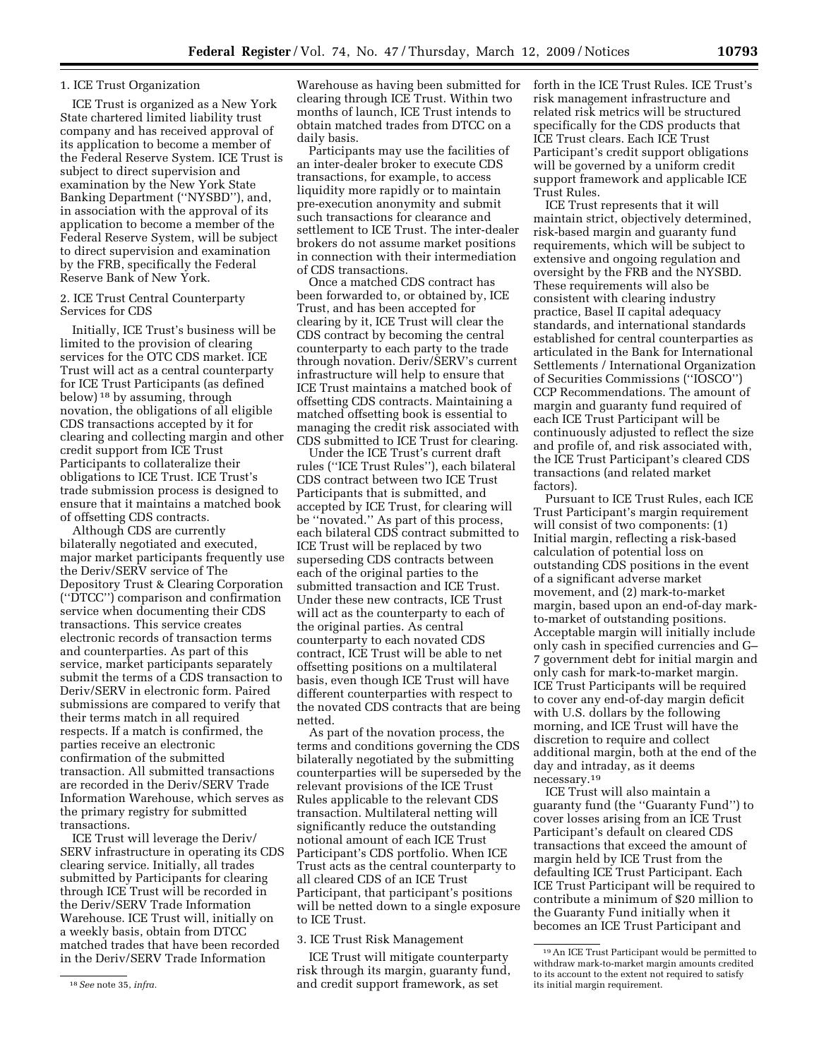1. ICE Trust Organization

ICE Trust is organized as a New York State chartered limited liability trust company and has received approval of its application to become a member of the Federal Reserve System. ICE Trust is subject to direct supervision and examination by the New York State Banking Department (''NYSBD''), and, in association with the approval of its application to become a member of the Federal Reserve System, will be subject to direct supervision and examination by the FRB, specifically the Federal Reserve Bank of New York.

2. ICE Trust Central Counterparty Services for CDS

Initially, ICE Trust's business will be limited to the provision of clearing services for the OTC CDS market. ICE Trust will act as a central counterparty for ICE Trust Participants (as defined below)[18] by assuming, through novation, the obligations of all eligible CDS transactions accepted by it for clearing and collecting margin and other credit support from ICE Trust Participants to collateralize their obligations to ICE Trust. ICE Trust's trade submission process is designed to ensure that it maintains a matched book of offsetting CDS contracts.

Although CDS are currently bilaterally negotiated and executed, major market participants frequently use the Deriv/SERV service of The Depository Trust & Clearing Corporation (''DTCC'') comparison and confirmation service when documenting their CDS transactions. This service creates electronic records of transaction terms and counterparties. As part of this service, market participants separately submit the terms of a CDS transaction to Deriv/SERV in electronic form. Paired submissions are compared to verify that their terms match in all required respects. If a match is confirmed, the parties receive an electronic confirmation of the submitted transaction. All submitted transactions are recorded in the Deriv/SERV Trade Information Warehouse, which serves as the primary registry for submitted transactions.

ICE Trust will leverage the Deriv/SERV infrastructure in operating its CDS clearing service. Initially, all trades submitted by Participants for clearing through ICE Trust will be recorded in the Deriv/SERV Trade Information Warehouse. ICE Trust will, initially on a weekly basis, obtain from DTCC matched trades that have been recorded in the Deriv/SERV Trade Information Warehouse as having been submitted for clearing through ICE Trust. Within two months of launch, ICE Trust intends to obtain matched trades from DTCC on a daily basis.

Participants may use the facilities of an inter-dealer broker to execute CDS transactions, for example, to access liquidity more rapidly or to maintain pre-execution anonymity and submit such transactions for clearance and settlement to ICE Trust. The inter-dealer brokers do not assume market positions in connection with their intermediation of CDS transactions.

Once a matched CDS contract has been forwarded to, or obtained by, ICE Trust, and has been accepted for clearing by it, ICE Trust will clear the CDS contract by becoming the central counterparty to each party to the trade through novation. Deriv/SERV's current infrastructure will help to ensure that ICE Trust maintains a matched book of offsetting CDS contracts. Maintaining a matched offsetting book is essential to managing the credit risk associated with CDS submitted to ICE Trust for clearing.

Under the ICE Trust's current draft rules (''ICE Trust Rules''), each bilateral CDS contract between two ICE Trust Participants that is submitted, and accepted by ICE Trust, for clearing will be ''novated.'' As part of this process, each bilateral CDS contract submitted to ICE Trust will be replaced by two superseding CDS contracts between each of the original parties to the submitted transaction and ICE Trust. Under these new contracts, ICE Trust will act as the counterparty to each of the original parties. As central counterparty to each novated CDS contract, ICE Trust will be able to net offsetting positions on a multilateral basis, even though ICE Trust will have different counterparties with respect to the novated CDS contracts that are being netted.

As part of the novation process, the terms and conditions governing the CDS bilaterally negotiated by the submitting counterparties will be superseded by the relevant provisions of the ICE Trust Rules applicable to the relevant CDS transaction. Multilateral netting will significantly reduce the outstanding notional amount of each ICE Trust Participant's CDS portfolio. When ICE Trust acts as the central counterparty to all cleared CDS of an ICE Trust Participant, that participant's positions will be netted down to a single exposure to ICE Trust.

3. ICE Trust Risk Management

ICE Trust will mitigate counterparty risk through its margin, guaranty fund, and credit support framework, as set forth in the ICE Trust Rules. ICE Trust's risk management infrastructure and related risk metrics will be structured specifically for the CDS products that ICE Trust clears. Each ICE Trust Participant's credit support obligations will be governed by a uniform credit support framework and applicable ICE Trust Rules.

ICE Trust represents that it will maintain strict, objectively determined, risk-based margin and guaranty fund requirements, which will be subject to extensive and ongoing regulation and oversight by the FRB and the NYSBD. These requirements will also be consistent with clearing industry practice, Basel II capital adequacy standards, and international standards established for central counterparties as articulated in the Bank for International Settlements / International Organization of Securities Commissions (''IOSCO'') CCP Recommendations. The amount of margin and guaranty fund required of each ICE Trust Participant will be continuously adjusted to reflect the size and profile of, and risk associated with, the ICE Trust Participant's cleared CDS transactions (and related market factors).

Pursuant to ICE Trust Rules, each ICE Trust Participant's margin requirement will consist of two components: (1) Initial margin, reflecting a risk-based calculation of potential loss on outstanding CDS positions in the event of a significant adverse market movement, and (2) mark-to-market margin, based upon an end-of-day mark-to-market of outstanding positions. Acceptable margin will initially include only cash in specified currencies and G–7 government debt for initial margin and only cash for mark-to-market margin. ICE Trust Participants will be required to cover any end-of-day margin deficit with U.S. dollars by the following morning, and ICE Trust will have the discretion to require and collect additional margin, both at the end of the day and intraday, as it deems necessary.[19]

ICE Trust will also maintain a guaranty fund (the ''Guaranty Fund'') to cover losses arising from an ICE Trust Participant's default on cleared CDS transactions that exceed the amount of margin held by ICE Trust from the defaulting ICE Trust Participant. Each ICE Trust Participant will be required to contribute a minimum of $20 million to the Guaranty Fund initially when it becomes an ICE Trust Participant and

[18] *See* note 35, *infra.*

[19] An ICE Trust Participant would be permitted to withdraw mark-to-market margin amounts credited to its account to the extent not required to satisfy its initial margin requirement.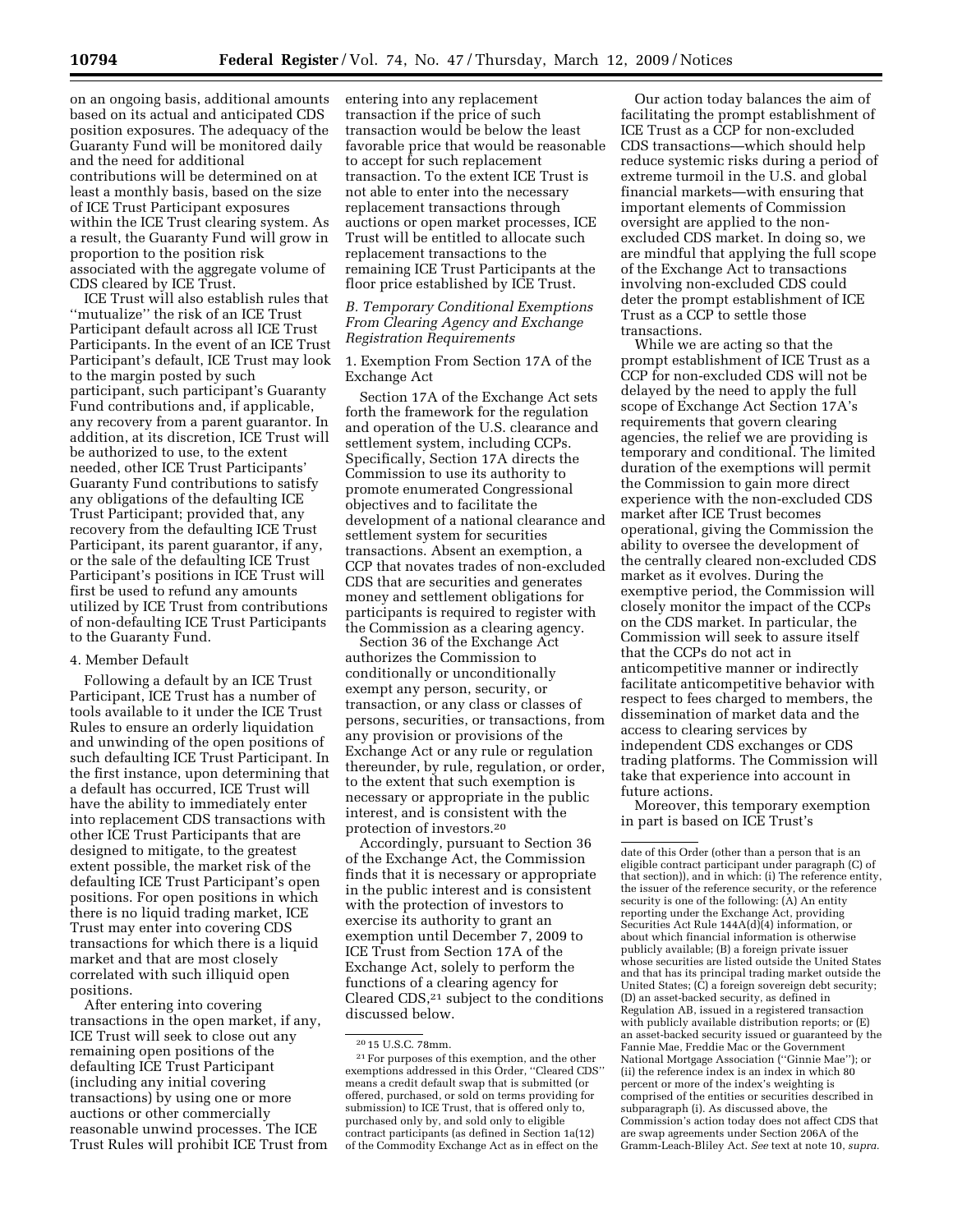on an ongoing basis, additional amounts based on its actual and anticipated CDS position exposures. The adequacy of the Guaranty Fund will be monitored daily and the need for additional contributions will be determined on at least a monthly basis, based on the size of ICE Trust Participant exposures within the ICE Trust clearing system. As a result, the Guaranty Fund will grow in proportion to the position risk associated with the aggregate volume of CDS cleared by ICE Trust.

ICE Trust will also establish rules that "mutualize" the risk of an ICE Trust Participant default across all ICE Trust Participants. In the event of an ICE Trust Participant's default, ICE Trust may look to the margin posted by such participant, such participant's Guaranty Fund contributions and, if applicable, any recovery from a parent guarantor. In addition, at its discretion, ICE Trust will be authorized to use, to the extent needed, other ICE Trust Participants' Guaranty Fund contributions to satisfy any obligations of the defaulting ICE Trust Participant; provided that, any recovery from the defaulting ICE Trust Participant, its parent guarantor, if any, or the sale of the defaulting ICE Trust Participant's positions in ICE Trust will first be used to refund any amounts utilized by ICE Trust from contributions of non-defaulting ICE Trust Participants to the Guaranty Fund.

4. Member Default

Following a default by an ICE Trust Participant, ICE Trust has a number of tools available to it under the ICE Trust Rules to ensure an orderly liquidation and unwinding of the open positions of such defaulting ICE Trust Participant. In the first instance, upon determining that a default has occurred, ICE Trust will have the ability to immediately enter into replacement CDS transactions with other ICE Trust Participants that are designed to mitigate, to the greatest extent possible, the market risk of the defaulting ICE Trust Participant's open positions. For open positions in which there is no liquid trading market, ICE Trust may enter into covering CDS transactions for which there is a liquid market and that are most closely correlated with such illiquid open positions.

After entering into covering transactions in the open market, if any, ICE Trust will seek to close out any remaining open positions of the defaulting ICE Trust Participant (including any initial covering transactions) by using one or more auctions or other commercially reasonable unwind processes. The ICE Trust Rules will prohibit ICE Trust from entering into any replacement transaction if the price of such transaction would be below the least favorable price that would be reasonable to accept for such replacement transaction. To the extent ICE Trust is not able to enter into the necessary replacement transactions through auctions or open market processes, ICE Trust will be entitled to allocate such replacement transactions to the remaining ICE Trust Participants at the floor price established by ICE Trust.

### *B. Temporary Conditional Exemptions From Clearing Agency and Exchange Registration Requirements*

1. Exemption From Section 17A of the Exchange Act

Section 17A of the Exchange Act sets forth the framework for the regulation and operation of the U.S. clearance and settlement system, including CCPs. Specifically, Section 17A directs the Commission to use its authority to promote enumerated Congressional objectives and to facilitate the development of a national clearance and settlement system for securities transactions. Absent an exemption, a CCP that novates trades of non-excluded CDS that are securities and generates money and settlement obligations for participants is required to register with the Commission as a clearing agency.

Section 36 of the Exchange Act authorizes the Commission to conditionally or unconditionally exempt any person, security, or transaction, or any class or classes of persons, securities, or transactions, from any provision or provisions of the Exchange Act or any rule or regulation thereunder, by rule, regulation, or order, to the extent that such exemption is necessary or appropriate in the public interest, and is consistent with the protection of investors.[20]

Accordingly, pursuant to Section 36 of the Exchange Act, the Commission finds that it is necessary or appropriate in the public interest and is consistent with the protection of investors to exercise its authority to grant an exemption until December 7, 2009 to ICE Trust from Section 17A of the Exchange Act, solely to perform the functions of a clearing agency for Cleared CDS,[21] subject to the conditions discussed below.

Our action today balances the aim of facilitating the prompt establishment of ICE Trust as a CCP for non-excluded CDS transactions—which should help reduce systemic risks during a period of extreme turmoil in the U.S. and global financial markets—with ensuring that important elements of Commission oversight are applied to the non-excluded CDS market. In doing so, we are mindful that applying the full scope of the Exchange Act to transactions involving non-excluded CDS could deter the prompt establishment of ICE Trust as a CCP to settle those transactions.

While we are acting so that the prompt establishment of ICE Trust as a CCP for non-excluded CDS will not be delayed by the need to apply the full scope of Exchange Act Section 17A's requirements that govern clearing agencies, the relief we are providing is temporary and conditional. The limited duration of the exemptions will permit the Commission to gain more direct experience with the non-excluded CDS market after ICE Trust becomes operational, giving the Commission the ability to oversee the development of the centrally cleared non-excluded CDS market as it evolves. During the exemptive period, the Commission will closely monitor the impact of the CCPs on the CDS market. In particular, the Commission will seek to assure itself that the CCPs do not act in anticompetitive manner or indirectly facilitate anticompetitive behavior with respect to fees charged to members, the dissemination of market data and the access to clearing services by independent CDS exchanges or CDS trading platforms. The Commission will take that experience into account in future actions.

Moreover, this temporary exemption in part is based on ICE Trust's

---

[20] 15 U.S.C. 78mm.

[21] For purposes of this exemption, and the other exemptions addressed in this Order, "Cleared CDS" means a credit default swap that is submitted (or offered, purchased, or sold on terms providing for submission) to ICE Trust, that is offered only to, purchased only by, and sold only to eligible contract participants (as defined in Section 1a(12) of the Commodity Exchange Act as in effect on the date of this Order (other than a person that is an eligible contract participant under paragraph (C) of that section)), and in which: (i) The reference entity, the issuer of the reference security, or the reference security is one of the following: (A) An entity reporting under the Exchange Act, providing Securities Act Rule 144A(d)(4) information, or about which financial information is otherwise publicly available; (B) a foreign private issuer whose securities are listed outside the United States and that has its principal trading market outside the United States; (C) a foreign sovereign debt security; (D) an asset-backed security, as defined in Regulation AB, issued in a registered transaction with publicly available distribution reports; or (E) an asset-backed security issued or guaranteed by the Fannie Mae, Freddie Mac or the Government National Mortgage Association ("Ginnie Mae"); or (ii) the reference index is an index in which 80 percent or more of the index's weighting is comprised of the entities or securities described in subparagraph (i). As discussed above, the Commission's action today does not affect CDS that are swap agreements under Section 206A of the Gramm-Leach-Bliley Act. *See* text at note 10, *supra.*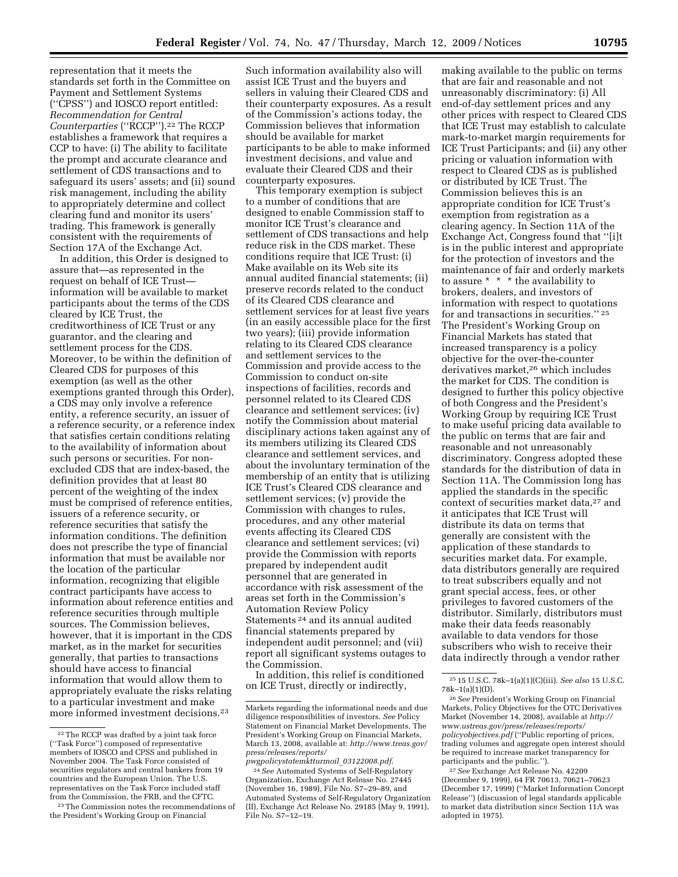representation that it meets the standards set forth in the Committee on Payment and Settlement Systems (''CPSS'') and IOSCO report entitled: *Recommendation for Central Counterparties* (''RCCP'').[22] The RCCP establishes a framework that requires a CCP to have: (i) The ability to facilitate the prompt and accurate clearance and settlement of CDS transactions and to safeguard its users' assets; and (ii) sound risk management, including the ability to appropriately determine and collect clearing fund and monitor its users' trading. This framework is generally consistent with the requirements of Section 17A of the Exchange Act.

In addition, this Order is designed to assure that—as represented in the request on behalf of ICE Trust—information will be available to market participants about the terms of the CDS cleared by ICE Trust, the creditworthiness of ICE Trust or any guarantor, and the clearing and settlement process for the CDS. Moreover, to be within the definition of Cleared CDS for purposes of this exemption (as well as the other exemptions granted through this Order), a CDS may only involve a reference entity, a reference security, an issuer of a reference security, or a reference index that satisfies certain conditions relating to the availability of information about such persons or securities. For non-excluded CDS that are index-based, the definition provides that at least 80 percent of the weighting of the index must be comprised of reference entities, issuers of a reference security, or reference securities that satisfy the information conditions. The definition does not prescribe the type of financial information that must be available nor the location of the particular information, recognizing that eligible contract participants have access to information about reference entities and reference securities through multiple sources. The Commission believes, however, that it is important in the CDS market, as in the market for securities generally, that parties to transactions should have access to financial information that would allow them to appropriately evaluate the risks relating to a particular investment and make more informed investment decisions.[23] Such information availability also will assist ICE Trust and the buyers and sellers in valuing their Cleared CDS and their counterparty exposures. As a result of the Commission's actions today, the Commission believes that information should be available for market participants to be able to make informed investment decisions, and value and evaluate their Cleared CDS and their counterparty exposures.

This temporary exemption is subject to a number of conditions that are designed to enable Commission staff to monitor ICE Trust's clearance and settlement of CDS transactions and help reduce risk in the CDS market. These conditions require that ICE Trust: (i) Make available on its Web site its annual audited financial statements; (ii) preserve records related to the conduct of its Cleared CDS clearance and settlement services for at least five years (in an easily accessible place for the first two years); (iii) provide information relating to its Cleared CDS clearance and settlement services to the Commission and provide access to the Commission to conduct on-site inspections of facilities, records and personnel related to its Cleared CDS clearance and settlement services; (iv) notify the Commission about material disciplinary actions taken against any of its members utilizing its Cleared CDS clearance and settlement services, and about the involuntary termination of the membership of an entity that is utilizing ICE Trust's Cleared CDS clearance and settlement services; (v) provide the Commission with changes to rules, procedures, and any other material events affecting its Cleared CDS clearance and settlement services; (vi) provide the Commission with reports prepared by independent audit personnel that are generated in accordance with risk assessment of the areas set forth in the Commission's Automation Review Policy Statements[24] and its annual audited financial statements prepared by independent audit personnel; and (vii) report all significant systems outages to the Commission.

In addition, this relief is conditioned on ICE Trust, directly or indirectly, making available to the public on terms that are fair and reasonable and not unreasonably discriminatory: (i) All end-of-day settlement prices and any other prices with respect to Cleared CDS that ICE Trust may establish to calculate mark-to-market margin requirements for ICE Trust Participants; and (ii) any other pricing or valuation information with respect to Cleared CDS as is published or distributed by ICE Trust. The Commission believes this is an appropriate condition for ICE Trust's exemption from registration as a clearing agency. In Section 11A of the Exchange Act, Congress found that ''[i]t is in the public interest and appropriate for the protection of investors and the maintenance of fair and orderly markets to assure * * * the availability to brokers, dealers, and investors of information with respect to quotations for and transactions in securities.''[25] The President's Working Group on Financial Markets has stated that increased transparency is a policy objective for the over-the-counter derivatives market,[26] which includes the market for CDS. The condition is designed to further this policy objective of both Congress and the President's Working Group by requiring ICE Trust to make useful pricing data available to the public on terms that are fair and reasonable and not unreasonably discriminatory. Congress adopted these standards for the distribution of data in Section 11A. The Commission long has applied the standards in the specific context of securities market data,[27] and it anticipates that ICE Trust will distribute its data on terms that generally are consistent with the application of these standards to securities market data. For example, data distributors generally are required to treat subscribers equally and not grant special access, fees, or other privileges to favored customers of the distributor. Similarly, distributors must make their data feeds reasonably available to data vendors for those subscribers who wish to receive their data indirectly through a vendor rather

---

[22] The RCCP was drafted by a joint task force (''Task Force'') composed of representative members of IOSCO and CPSS and published in November 2004. The Task Force consisted of securities regulators and central bankers from 19 countries and the European Union. The U.S. representatives on the Task Force included staff from the Commission, the FRB, and the CFTC.

[23] The Commission notes the recommendations of the President's Working Group on Financial Markets regarding the informational needs and due diligence responsibilities of investors. *See* Policy Statement on Financial Market Developments, The President's Working Group on Financial Markets, March 13, 2008, available at: *http://www.treas.gov/press/releases/reports/pwgpolicystatemktturmoil_03122008.pdf*.

[24] *See* Automated Systems of Self-Regulatory Organization, Exchange Act Release No. 27445 (November 16, 1989), File No. S7–29–89, and Automated Systems of Self-Regulatory Organization (II), Exchange Act Release No. 29185 (May 9, 1991), File No. S7–12–19.

[25] 15 U.S.C. 78k–1(a)(1)(C)(iii). *See also* 15 U.S.C. 78k–1(a)(1)(D).

[26] *See* President's Working Group on Financial Markets, Policy Objectives for the OTC Derivatives Market (November 14, 2008), available at *http://www.ustreas.gov/press/releases/reports/policyobjectives.pdf* (''Public reporting of prices, trading volumes and aggregate open interest should be required to increase market transparency for participants and the public.'').

[27] *See* Exchange Act Release No. 42209 (December 9, 1999), 64 FR 70613, 70621–70623 (December 17, 1999) (''Market Information Concept Release'') (discussion of legal standards applicable to market data distribution since Section 11A was adopted in 1975).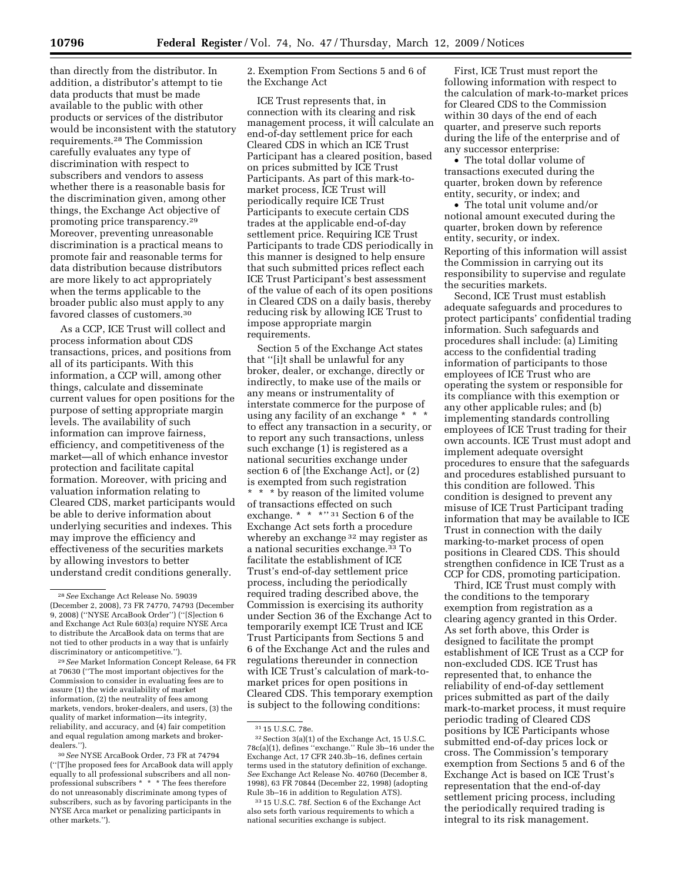than directly from the distributor. In addition, a distributor's attempt to tie data products that must be made available to the public with other products or services of the distributor would be inconsistent with the statutory requirements.[28] The Commission carefully evaluates any type of discrimination with respect to subscribers and vendors to assess whether there is a reasonable basis for the discrimination given, among other things, the Exchange Act objective of promoting price transparency.[29] Moreover, preventing unreasonable discrimination is a practical means to promote fair and reasonable terms for data distribution because distributors are more likely to act appropriately when the terms applicable to the broader public also must apply to any favored classes of customers.[30]

As a CCP, ICE Trust will collect and process information about CDS transactions, prices, and positions from all of its participants. With this information, a CCP will, among other things, calculate and disseminate current values for open positions for the purpose of setting appropriate margin levels. The availability of such information can improve fairness, efficiency, and competitiveness of the market—all of which enhance investor protection and facilitate capital formation. Moreover, with pricing and valuation information relating to Cleared CDS, market participants would be able to derive information about underlying securities and indexes. This may improve the efficiency and effectiveness of the securities markets by allowing investors to better understand credit conditions generally.

2. Exemption From Sections 5 and 6 of the Exchange Act

ICE Trust represents that, in connection with its clearing and risk management process, it will calculate an end-of-day settlement price for each Cleared CDS in which an ICE Trust Participant has a cleared position, based on prices submitted by ICE Trust Participants. As part of this mark-to-market process, ICE Trust will periodically require ICE Trust Participants to execute certain CDS trades at the applicable end-of-day settlement price. Requiring ICE Trust Participants to trade CDS periodically in this manner is designed to help ensure that such submitted prices reflect each ICE Trust Participant's best assessment of the value of each of its open positions in Cleared CDS on a daily basis, thereby reducing risk by allowing ICE Trust to impose appropriate margin requirements.

Section 5 of the Exchange Act states that ''[i]t shall be unlawful for any broker, dealer, or exchange, directly or indirectly, to make use of the mails or any means or instrumentality of interstate commerce for the purpose of using any facility of an exchange * * * to effect any transaction in a security, or to report any such transactions, unless such exchange (1) is registered as a national securities exchange under section 6 of [the Exchange Act], or (2) is exempted from such registration * * * by reason of the limited volume of transactions effected on such exchange. * * *''[31] Section 6 of the Exchange Act sets forth a procedure whereby an exchange[32] may register as a national securities exchange.[33] To facilitate the establishment of ICE Trust's end-of-day settlement price process, including the periodically required trading described above, the Commission is exercising its authority under Section 36 of the Exchange Act to temporarily exempt ICE Trust and ICE Trust Participants from Sections 5 and 6 of the Exchange Act and the rules and regulations thereunder in connection with ICE Trust's calculation of mark-to-market prices for open positions in Cleared CDS. This temporary exemption is subject to the following conditions:

First, ICE Trust must report the following information with respect to the calculation of mark-to-market prices for Cleared CDS to the Commission within 30 days of the end of each quarter, and preserve such reports during the life of the enterprise and of any successor enterprise:

- The total dollar volume of transactions executed during the quarter, broken down by reference entity, security, or index; and
- The total unit volume and/or notional amount executed during the quarter, broken down by reference entity, security, or index.

Reporting of this information will assist the Commission in carrying out its responsibility to supervise and regulate the securities markets.

Second, ICE Trust must establish adequate safeguards and procedures to protect participants' confidential trading information. Such safeguards and procedures shall include: (a) Limiting access to the confidential trading information of participants to those employees of ICE Trust who are operating the system or responsible for its compliance with this exemption or any other applicable rules; and (b) implementing standards controlling employees of ICE Trust trading for their own accounts. ICE Trust must adopt and implement adequate oversight procedures to ensure that the safeguards and procedures established pursuant to this condition are followed. This condition is designed to prevent any misuse of ICE Trust Participant trading information that may be available to ICE Trust in connection with the daily marking-to-market process of open positions in Cleared CDS. This should strengthen confidence in ICE Trust as a CCP for CDS, promoting participation.

Third, ICE Trust must comply with the conditions to the temporary exemption from registration as a clearing agency granted in this Order. As set forth above, this Order is designed to facilitate the prompt establishment of ICE Trust as a CCP for non-excluded CDS. ICE Trust has represented that, to enhance the reliability of end-of-day settlement prices submitted as part of the daily mark-to-market process, it must require periodic trading of Cleared CDS positions by ICE Participants whose submitted end-of-day prices lock or cross. The Commission's temporary exemption from Sections 5 and 6 of the Exchange Act is based on ICE Trust's representation that the end-of-day settlement pricing process, including the periodically required trading is integral to its risk management.

---

[28] *See* Exchange Act Release No. 59039 (December 2, 2008), 73 FR 74770, 74793 (December 9, 2008) (''NYSE ArcaBook Order'') (''[S]ection 6 and Exchange Act Rule 603(a) require NYSE Arca to distribute the ArcaBook data on terms that are not tied to other products in a way that is unfairly discriminatory or anticompetitive.'').

[29] *See* Market Information Concept Release, 64 FR at 70630 (''The most important objectives for the Commission to consider in evaluating fees are to assure (1) the wide availability of market information, (2) the neutrality of fees among markets, vendors, broker-dealers, and users, (3) the quality of market information—its integrity, reliability, and accuracy, and (4) fair competition and equal regulation among markets and broker-dealers.'').

[30] *See* NYSE ArcaBook Order, 73 FR at 74794 (''[T]he proposed fees for ArcaBook data will apply equally to all professional subscribers and all non-professional subscribers * * * The fees therefore do not unreasonably discriminate among types of subscribers, such as by favoring participants in the NYSE Arca market or penalizing participants in other markets.'').

[31] 15 U.S.C. 78e.

[32] Section 3(a)(1) of the Exchange Act, 15 U.S.C. 78c(a)(1), defines ''exchange.'' Rule 3b–16 under the Exchange Act, 17 CFR 240.3b–16, defines certain terms used in the statutory definition of exchange. *See* Exchange Act Release No. 40760 (December 8, 1998), 63 FR 70844 (December 22, 1998) (adopting Rule 3b–16 in addition to Regulation ATS).

[33] 15 U.S.C. 78f. Section 6 of the Exchange Act also sets forth various requirements to which a national securities exchange is subject.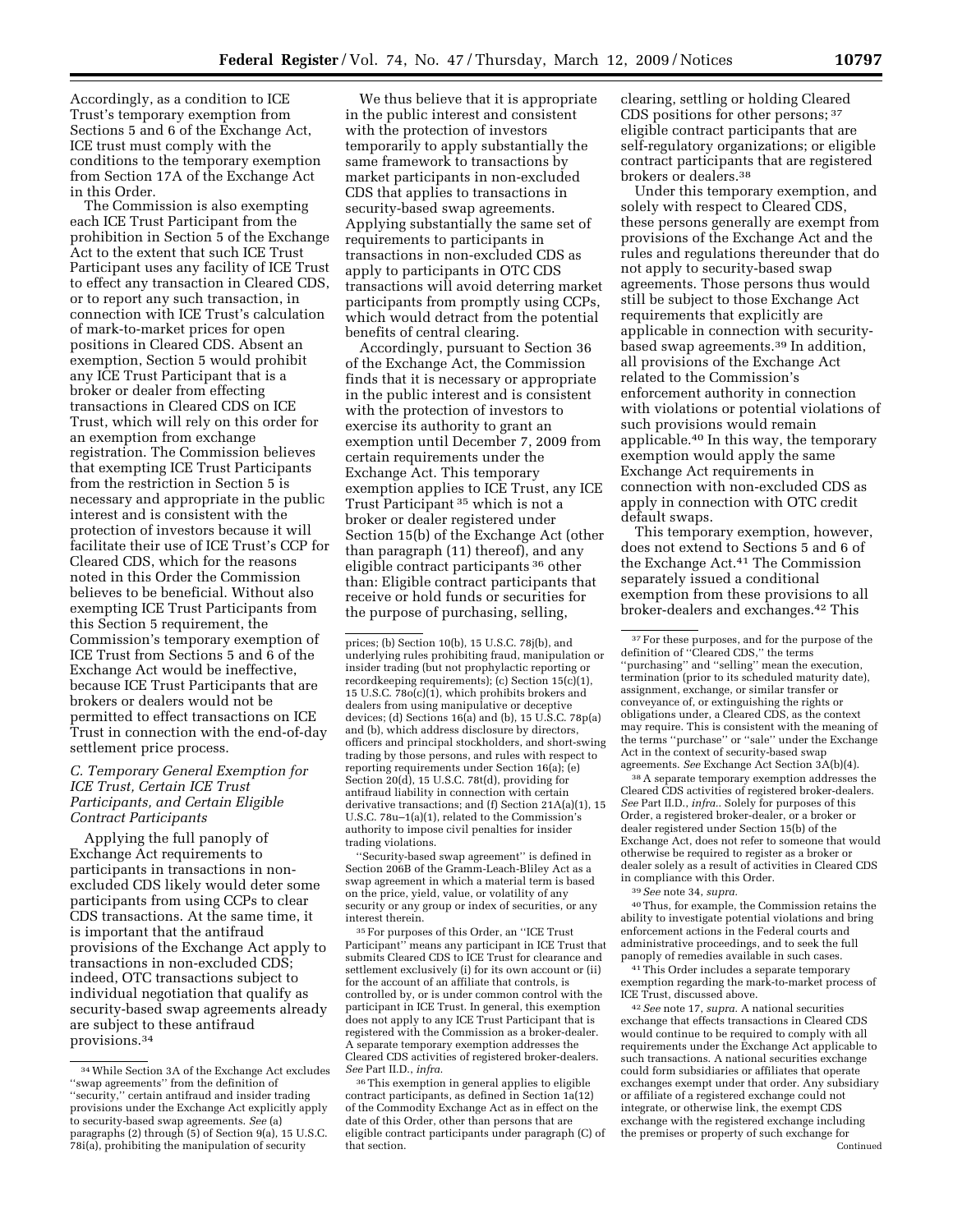Accordingly, as a condition to ICE Trust's temporary exemption from Sections 5 and 6 of the Exchange Act, ICE trust must comply with the conditions to the temporary exemption from Section 17A of the Exchange Act in this Order.

The Commission is also exempting each ICE Trust Participant from the prohibition in Section 5 of the Exchange Act to the extent that such ICE Trust Participant uses any facility of ICE Trust to effect any transaction in Cleared CDS, or to report any such transaction, in connection with ICE Trust's calculation of mark-to-market prices for open positions in Cleared CDS. Absent an exemption, Section 5 would prohibit any ICE Trust Participant that is a broker or dealer from effecting transactions in Cleared CDS on ICE Trust, which will rely on this order for an exemption from exchange registration. The Commission believes that exempting ICE Trust Participants from the restriction in Section 5 is necessary and appropriate in the public interest and is consistent with the protection of investors because it will facilitate their use of ICE Trust's CCP for Cleared CDS, which for the reasons noted in this Order the Commission believes to be beneficial. Without also exempting ICE Trust Participants from this Section 5 requirement, the Commission's temporary exemption of ICE Trust from Sections 5 and 6 of the Exchange Act would be ineffective, because ICE Trust Participants that are brokers or dealers would not be permitted to effect transactions on ICE Trust in connection with the end-of-day settlement price process.

### *C. Temporary General Exemption for ICE Trust, Certain ICE Trust Participants, and Certain Eligible Contract Participants*

Applying the full panoply of Exchange Act requirements to participants in transactions in non-excluded CDS likely would deter some participants from using CCPs to clear CDS transactions. At the same time, it is important that the antifraud provisions of the Exchange Act apply to transactions in non-excluded CDS; indeed, OTC transactions subject to individual negotiation that qualify as security-based swap agreements already are subject to these antifraud provisions.[34]

We thus believe that it is appropriate in the public interest and consistent with the protection of investors temporarily to apply substantially the same framework to transactions by market participants in non-excluded CDS that applies to transactions in security-based swap agreements. Applying substantially the same set of requirements to participants in transactions in non-excluded CDS as apply to participants in OTC CDS transactions will avoid deterring market participants from promptly using CCPs, which would detract from the potential benefits of central clearing.

Accordingly, pursuant to Section 36 of the Exchange Act, the Commission finds that it is necessary or appropriate in the public interest and is consistent with the protection of investors to exercise its authority to grant an exemption until December 7, 2009 from certain requirements under the Exchange Act. This temporary exemption applies to ICE Trust, any ICE Trust Participant [35] which is not a broker or dealer registered under Section 15(b) of the Exchange Act (other than paragraph (11) thereof), and any eligible contract participants [36] other than: Eligible contract participants that receive or hold funds or securities for the purpose of purchasing, selling, clearing, settling or holding Cleared CDS positions for other persons; [37] eligible contract participants that are self-regulatory organizations; or eligible contract participants that are registered brokers or dealers.[38]

Under this temporary exemption, and solely with respect to Cleared CDS, these persons generally are exempt from provisions of the Exchange Act and the rules and regulations thereunder that do not apply to security-based swap agreements. Those persons thus would still be subject to those Exchange Act requirements that explicitly are applicable in connection with security-based swap agreements.[39] In addition, all provisions of the Exchange Act related to the Commission's enforcement authority in connection with violations or potential violations of such provisions would remain applicable.[40] In this way, the temporary exemption would apply the same Exchange Act requirements in connection with non-excluded CDS as apply in connection with OTC credit default swaps.

This temporary exemption, however, does not extend to Sections 5 and 6 of the Exchange Act.[41] The Commission separately issued a conditional exemption from these provisions to all broker-dealers and exchanges.[42] This

---

[34] While Section 3A of the Exchange Act excludes "swap agreements" from the definition of "security," certain antifraud and insider trading provisions under the Exchange Act explicitly apply to security-based swap agreements. *See* (a) paragraphs (2) through (5) of Section 9(a), 15 U.S.C. 78i(a), prohibiting the manipulation of security prices; (b) Section 10(b), 15 U.S.C. 78j(b), and underlying rules prohibiting fraud, manipulation or insider trading (but not prophylactic reporting or recordkeeping requirements); (c) Section 15(c)(1), 15 U.S.C. 78o(c)(1), which prohibits brokers and dealers from using manipulative or deceptive devices; (d) Sections 16(a) and (b), 15 U.S.C. 78p(a) and (b), which address disclosure by directors, officers and principal stockholders, and short-swing trading by those persons, and rules with respect to reporting requirements under Section 16(a); (e) Section 20(d), 15 U.S.C. 78t(d), providing for antifraud liability in connection with certain derivative transactions; and (f) Section 21A(a)(1), 15 U.S.C. 78u–1(a)(1), related to the Commission's authority to impose civil penalties for insider trading violations.

"Security-based swap agreement" is defined in Section 206B of the Gramm-Leach-Bliley Act as a swap agreement in which a material term is based on the price, yield, value, or volatility of any security or any group or index of securities, or any interest therein.

[35] For purposes of this Order, an "ICE Trust Participant" means any participant in ICE Trust that submits Cleared CDS to ICE Trust for clearance and settlement exclusively (i) for its own account or (ii) for the account of an affiliate that controls, is controlled by, or is under common control with the participant in ICE Trust. In general, this exemption does not apply to any ICE Trust Participant that is registered with the Commission as a broker-dealer. A separate temporary exemption addresses the Cleared CDS activities of registered broker-dealers. *See* Part II.D., *infra*.

[36] This exemption in general applies to eligible contract participants, as defined in Section 1a(12) of the Commodity Exchange Act as in effect on the date of this Order, other than persons that are eligible contract participants under paragraph (C) of that section.

[37] For these purposes, and for the purpose of the definition of "Cleared CDS," the terms "purchasing" and "selling" mean the execution, termination (prior to its scheduled maturity date), assignment, exchange, or similar transfer or conveyance of, or extinguishing the rights or obligations under, a Cleared CDS, as the context may require. This is consistent with the meaning of the terms "purchase" or "sale" under the Exchange Act in the context of security-based swap agreements. *See* Exchange Act Section 3A(b)(4).

[38] A separate temporary exemption addresses the Cleared CDS activities of registered broker-dealers. *See* Part II.D., *infra.*. Solely for purposes of this Order, a registered broker-dealer, or a broker or dealer registered under Section 15(b) of the Exchange Act, does not refer to someone that would otherwise be required to register as a broker or dealer solely as a result of activities in Cleared CDS in compliance with this Order.

[39] *See* note 34, *supra*.

[40] Thus, for example, the Commission retains the ability to investigate potential violations and bring enforcement actions in the Federal courts and administrative proceedings, and to seek the full panoply of remedies available in such cases.

[41] This Order includes a separate temporary exemption regarding the mark-to-market process of ICE Trust, discussed above.

[42] *See* note 17, *supra*. A national securities exchange that effects transactions in Cleared CDS would continue to be required to comply with all requirements under the Exchange Act applicable to such transactions. A national securities exchange could form subsidiaries or affiliates that operate exchanges exempt under that order. Any subsidiary or affiliate of a registered exchange could not integrate, or otherwise link, the exempt CDS exchange with the registered exchange including the premises or property of such exchange for

Continued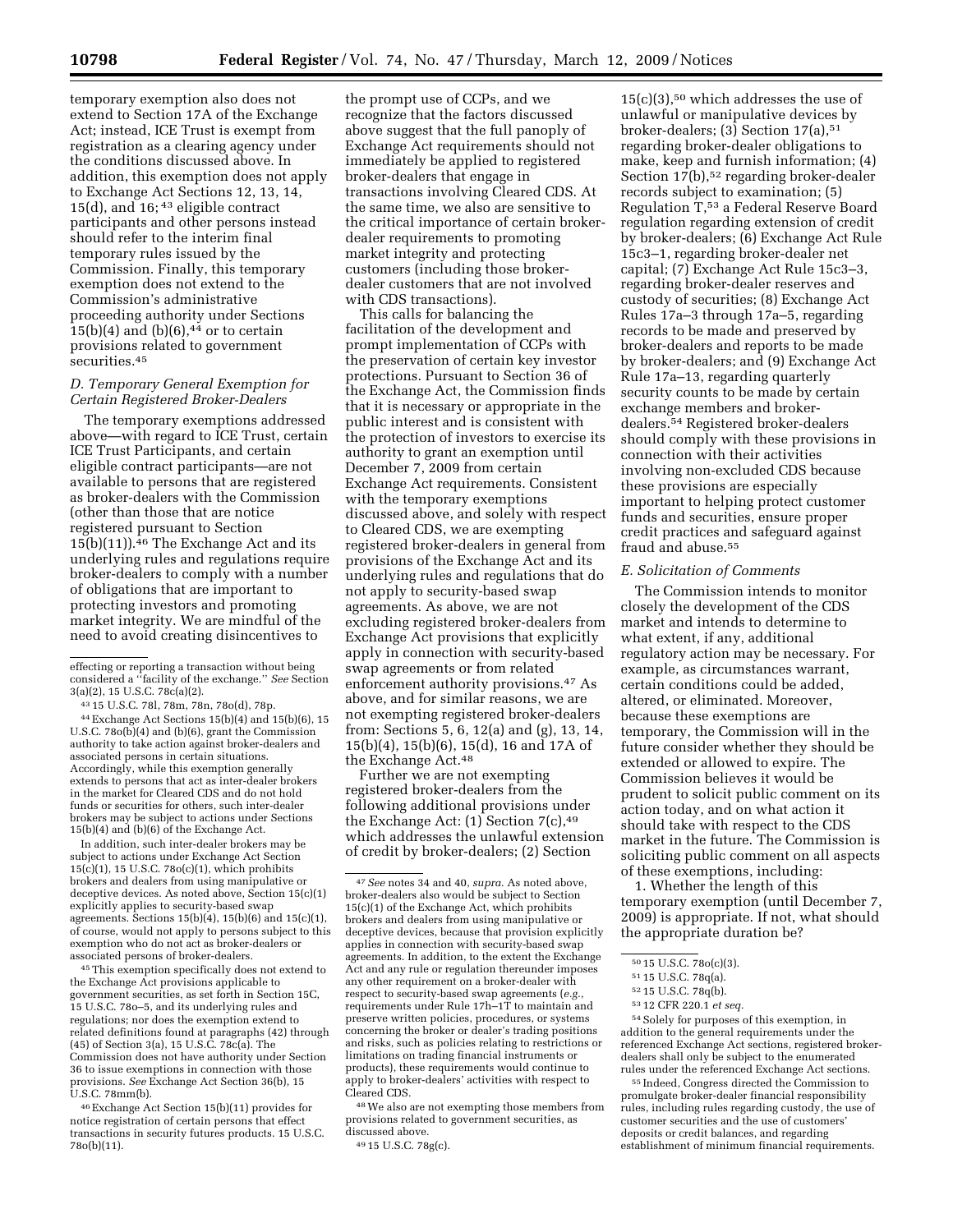temporary exemption also does not extend to Section 17A of the Exchange Act; instead, ICE Trust is exempt from registration as a clearing agency under the conditions discussed above. In addition, this exemption does not apply to Exchange Act Sections 12, 13, 14, 15(d), and 16;[43] eligible contract participants and other persons instead should refer to the interim final temporary rules issued by the Commission. Finally, this temporary exemption does not extend to the Commission's administrative proceeding authority under Sections 15(b)(4) and (b)(6),[44] or to certain provisions related to government securities.[45]

### D. Temporary General Exemption for Certain Registered Broker-Dealers

The temporary exemptions addressed above—with regard to ICE Trust, certain ICE Trust Participants, and certain eligible contract participants—are not available to persons that are registered as broker-dealers with the Commission (other than those that are notice registered pursuant to Section 15(b)(11)).[46] The Exchange Act and its underlying rules and regulations require broker-dealers to comply with a number of obligations that are important to protecting investors and promoting market integrity. We are mindful of the need to avoid creating disincentives to the prompt use of CCPs, and we recognize that the factors discussed above suggest that the full panoply of Exchange Act requirements should not immediately be applied to registered broker-dealers that engage in transactions involving Cleared CDS. At the same time, we also are sensitive to the critical importance of certain broker-dealer requirements to promoting market integrity and protecting customers (including those broker-dealer customers that are not involved with CDS transactions).

This calls for balancing the facilitation of the development and prompt implementation of CCPs with the preservation of certain key investor protections. Pursuant to Section 36 of the Exchange Act, the Commission finds that it is necessary or appropriate in the public interest and is consistent with the protection of investors to exercise its authority to grant an exemption until December 7, 2009 from certain Exchange Act requirements. Consistent with the temporary exemptions discussed above, and solely with respect to Cleared CDS, we are exempting registered broker-dealers in general from provisions of the Exchange Act and its underlying rules and regulations that do not apply to security-based swap agreements. As above, we are not excluding registered broker-dealers from Exchange Act provisions that explicitly apply in connection with security-based swap agreements or from related enforcement authority provisions.[47] As above, and for similar reasons, we are not exempting registered broker-dealers from: Sections 5, 6, 12(a) and (g), 13, 14, 15(b)(4), 15(b)(6), 15(d), 16 and 17A of the Exchange Act.[48]

Further we are not exempting registered broker-dealers from the following additional provisions under the Exchange Act: (1) Section 7(c),[49] which addresses the unlawful extension of credit by broker-dealers; (2) Section 15(c)(3),[50] which addresses the use of unlawful or manipulative devices by broker-dealers; (3) Section 17(a),[51] regarding broker-dealer obligations to make, keep and furnish information; (4) Section 17(b),[52] regarding broker-dealer records subject to examination; (5) Regulation T,[53] a Federal Reserve Board regulation regarding extension of credit by broker-dealers; (6) Exchange Act Rule 15c3–1, regarding broker-dealer net capital; (7) Exchange Act Rule 15c3–3, regarding broker-dealer reserves and custody of securities; (8) Exchange Act Rules 17a–3 through 17a–5, regarding records to be made and preserved by broker-dealers and reports to be made by broker-dealers; and (9) Exchange Act Rule 17a–13, regarding quarterly security counts to be made by certain exchange members and broker-dealers.[54] Registered broker-dealers should comply with these provisions in connection with their activities involving non-excluded CDS because these provisions are especially important to helping protect customer funds and securities, ensure proper credit practices and safeguard against fraud and abuse.[55]

### E. Solicitation of Comments

The Commission intends to monitor closely the development of the CDS market and intends to determine to what extent, if any, additional regulatory action may be necessary. For example, as circumstances warrant, certain conditions could be added, altered, or eliminated. Moreover, because these exemptions are temporary, the Commission will in the future consider whether they should be extended or allowed to expire. The Commission believes it would be prudent to solicit public comment on its action today, and on what action it should take with respect to the CDS market in the future. The Commission is soliciting public comment on all aspects of these exemptions, including:

1. Whether the length of this temporary exemption (until December 7, 2009) is appropriate. If not, what should the appropriate duration be?

---

effecting or reporting a transaction without being considered a "facility of the exchange." *See* Section 3(a)(2), 15 U.S.C. 78c(a)(2).

[43] 15 U.S.C. 78l, 78m, 78n, 78o(d), 78p.

[44] Exchange Act Sections 15(b)(4) and 15(b)(6), 15 U.S.C. 78o(b)(4) and (b)(6), grant the Commission authority to take action against broker-dealers and associated persons in certain situations. Accordingly, while this exemption generally extends to persons that act as inter-dealer brokers in the market for Cleared CDS and do not hold funds or securities for others, such inter-dealer brokers may be subject to actions under Sections 15(b)(4) and (b)(6) of the Exchange Act.

In addition, such inter-dealer brokers may be subject to actions under Exchange Act Section 15(c)(1), 15 U.S.C. 78o(c)(1), which prohibits brokers and dealers from using manipulative or deceptive devices. As noted above, Section 15(c)(1) explicitly applies to security-based swap agreements. Sections 15(b)(4), 15(b)(6) and 15(c)(1), of course, would not apply to persons subject to this exemption who do not act as broker-dealers or associated persons of broker-dealers.

[45] This exemption specifically does not extend to the Exchange Act provisions applicable to government securities, as set forth in Section 15C, 15 U.S.C. 78o–5, and its underlying rules and regulations; nor does the exemption extend to related definitions found at paragraphs (42) through (45) of Section 3(a), 15 U.S.C. 78c(a). The Commission does not have authority under Section 36 to issue exemptions in connection with those provisions. *See* Exchange Act Section 36(b), 15 U.S.C. 78mm(b).

[46] Exchange Act Section 15(b)(11) provides for notice registration of certain persons that effect transactions in security futures products. 15 U.S.C. 78o(b)(11).

[47] *See* notes 34 and 40, *supra*. As noted above, broker-dealers also would be subject to Section 15(c)(1) of the Exchange Act, which prohibits brokers and dealers from using manipulative or deceptive devices, because that provision explicitly applies in connection with security-based swap agreements. In addition, to the extent the Exchange Act and any rule or regulation thereunder imposes any other requirement on a broker-dealer with respect to security-based swap agreements (*e.g.*, requirements under Rule 17h–1T to maintain and preserve written policies, procedures, or systems concerning the broker or dealer's trading positions and risks, such as policies relating to restrictions or limitations on trading financial instruments or products), these requirements would continue to apply to broker-dealers' activities with respect to Cleared CDS.

[48] We also are not exempting those members from provisions related to government securities, as discussed above.

[49] 15 U.S.C. 78g(c).

[50] 15 U.S.C. 78o(c)(3).

[51] 15 U.S.C. 78q(a).

[52] 15 U.S.C. 78q(b).

[53] 12 CFR 220.1 *et seq.*

[54] Solely for purposes of this exemption, in addition to the general requirements under the referenced Exchange Act sections, registered broker-dealers shall only be subject to the enumerated rules under the referenced Exchange Act sections.

[55] Indeed, Congress directed the Commission to promulgate broker-dealer financial responsibility rules, including rules regarding custody, the use of customer securities and the use of customers' deposits or credit balances, and regarding establishment of minimum financial requirements.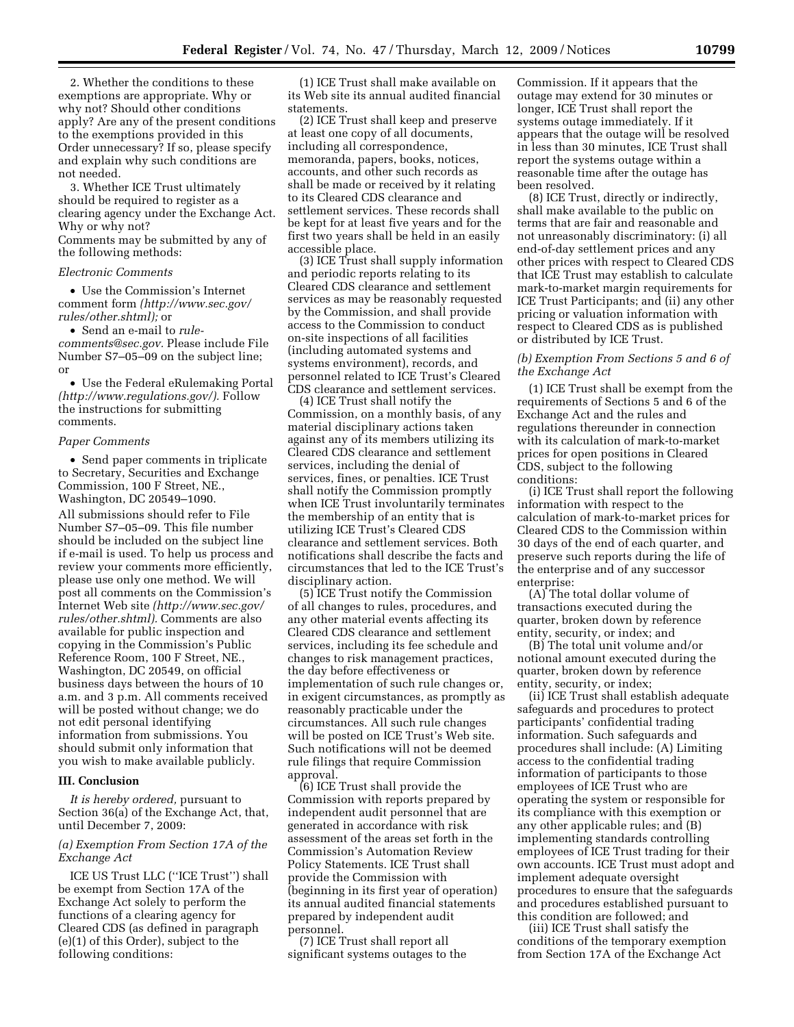2. Whether the conditions to these exemptions are appropriate. Why or why not? Should other conditions apply? Are any of the present conditions to the exemptions provided in this Order unnecessary? If so, please specify and explain why such conditions are not needed.

3. Whether ICE Trust ultimately should be required to register as a clearing agency under the Exchange Act. Why or why not?

Comments may be submitted by any of the following methods:

*Electronic Comments*

- Use the Commission's Internet comment form *(http://www.sec.gov/rules/other.shtml);* or
- Send an e-mail to *rule-comments@sec.gov*. Please include File Number S7–05–09 on the subject line; or
- Use the Federal eRulemaking Portal *(http://www.regulations.gov/)*. Follow the instructions for submitting comments.

*Paper Comments*

- Send paper comments in triplicate to Secretary, Securities and Exchange Commission, 100 F Street, NE., Washington, DC 20549–1090.

All submissions should refer to File Number S7–05–09. This file number should be included on the subject line if e-mail is used. To help us process and review your comments more efficiently, please use only one method. We will post all comments on the Commission's Internet Web site *(http://www.sec.gov/rules/other.shtml)*. Comments are also available for public inspection and copying in the Commission's Public Reference Room, 100 F Street, NE., Washington, DC 20549, on official business days between the hours of 10 a.m. and 3 p.m. All comments received will be posted without change; we do not edit personal identifying information from submissions. You should submit only information that you wish to make available publicly.

## III. Conclusion

*It is hereby ordered,* pursuant to Section 36(a) of the Exchange Act, that, until December 7, 2009:

### *(a) Exemption From Section 17A of the Exchange Act*

ICE US Trust LLC (''ICE Trust'') shall be exempt from Section 17A of the Exchange Act solely to perform the functions of a clearing agency for Cleared CDS (as defined in paragraph (e)(1) of this Order), subject to the following conditions:

(1) ICE Trust shall make available on its Web site its annual audited financial statements.

(2) ICE Trust shall keep and preserve at least one copy of all documents, including all correspondence, memoranda, papers, books, notices, accounts, and other such records as shall be made or received by it relating to its Cleared CDS clearance and settlement services. These records shall be kept for at least five years and for the first two years shall be held in an easily accessible place.

(3) ICE Trust shall supply information and periodic reports relating to its Cleared CDS clearance and settlement services as may be reasonably requested by the Commission, and shall provide access to the Commission to conduct on-site inspections of all facilities (including automated systems and systems environment), records, and personnel related to ICE Trust's Cleared CDS clearance and settlement services.

(4) ICE Trust shall notify the Commission, on a monthly basis, of any material disciplinary actions taken against any of its members utilizing its Cleared CDS clearance and settlement services, including the denial of services, fines, or penalties. ICE Trust shall notify the Commission promptly when ICE Trust involuntarily terminates the membership of an entity that is utilizing ICE Trust's Cleared CDS clearance and settlement services. Both notifications shall describe the facts and circumstances that led to the ICE Trust's disciplinary action.

(5) ICE Trust notify the Commission of all changes to rules, procedures, and any other material events affecting its Cleared CDS clearance and settlement services, including its fee schedule and changes to risk management practices, the day before effectiveness or implementation of such rule changes or, in exigent circumstances, as promptly as reasonably practicable under the circumstances. All such rule changes will be posted on ICE Trust's Web site. Such notifications will not be deemed rule filings that require Commission approval.

(6) ICE Trust shall provide the Commission with reports prepared by independent audit personnel that are generated in accordance with risk assessment of the areas set forth in the Commission's Automation Review Policy Statements. ICE Trust shall provide the Commission with (beginning in its first year of operation) its annual audited financial statements prepared by independent audit personnel.

(7) ICE Trust shall report all significant systems outages to the Commission. If it appears that the outage may extend for 30 minutes or longer, ICE Trust shall report the systems outage immediately. If it appears that the outage will be resolved in less than 30 minutes, ICE Trust shall report the systems outage within a reasonable time after the outage has been resolved.

(8) ICE Trust, directly or indirectly, shall make available to the public on terms that are fair and reasonable and not unreasonably discriminatory: (i) all end-of-day settlement prices and any other prices with respect to Cleared CDS that ICE Trust may establish to calculate mark-to-market margin requirements for ICE Trust Participants; and (ii) any other pricing or valuation information with respect to Cleared CDS as is published or distributed by ICE Trust.

### *(b) Exemption From Sections 5 and 6 of the Exchange Act*

(1) ICE Trust shall be exempt from the requirements of Sections 5 and 6 of the Exchange Act and the rules and regulations thereunder in connection with its calculation of mark-to-market prices for open positions in Cleared CDS, subject to the following conditions:

(i) ICE Trust shall report the following information with respect to the calculation of mark-to-market prices for Cleared CDS to the Commission within 30 days of the end of each quarter, and preserve such reports during the life of the enterprise and of any successor enterprise:

(A) The total dollar volume of transactions executed during the quarter, broken down by reference entity, security, or index; and

(B) The total unit volume and/or notional amount executed during the quarter, broken down by reference entity, security, or index;

(ii) ICE Trust shall establish adequate safeguards and procedures to protect participants' confidential trading information. Such safeguards and procedures shall include: (A) Limiting access to the confidential trading information of participants to those employees of ICE Trust who are operating the system or responsible for its compliance with this exemption or any other applicable rules; and (B) implementing standards controlling employees of ICE Trust trading for their own accounts. ICE Trust must adopt and implement adequate oversight procedures to ensure that the safeguards and procedures established pursuant to this condition are followed; and

(iii) ICE Trust shall satisfy the conditions of the temporary exemption from Section 17A of the Exchange Act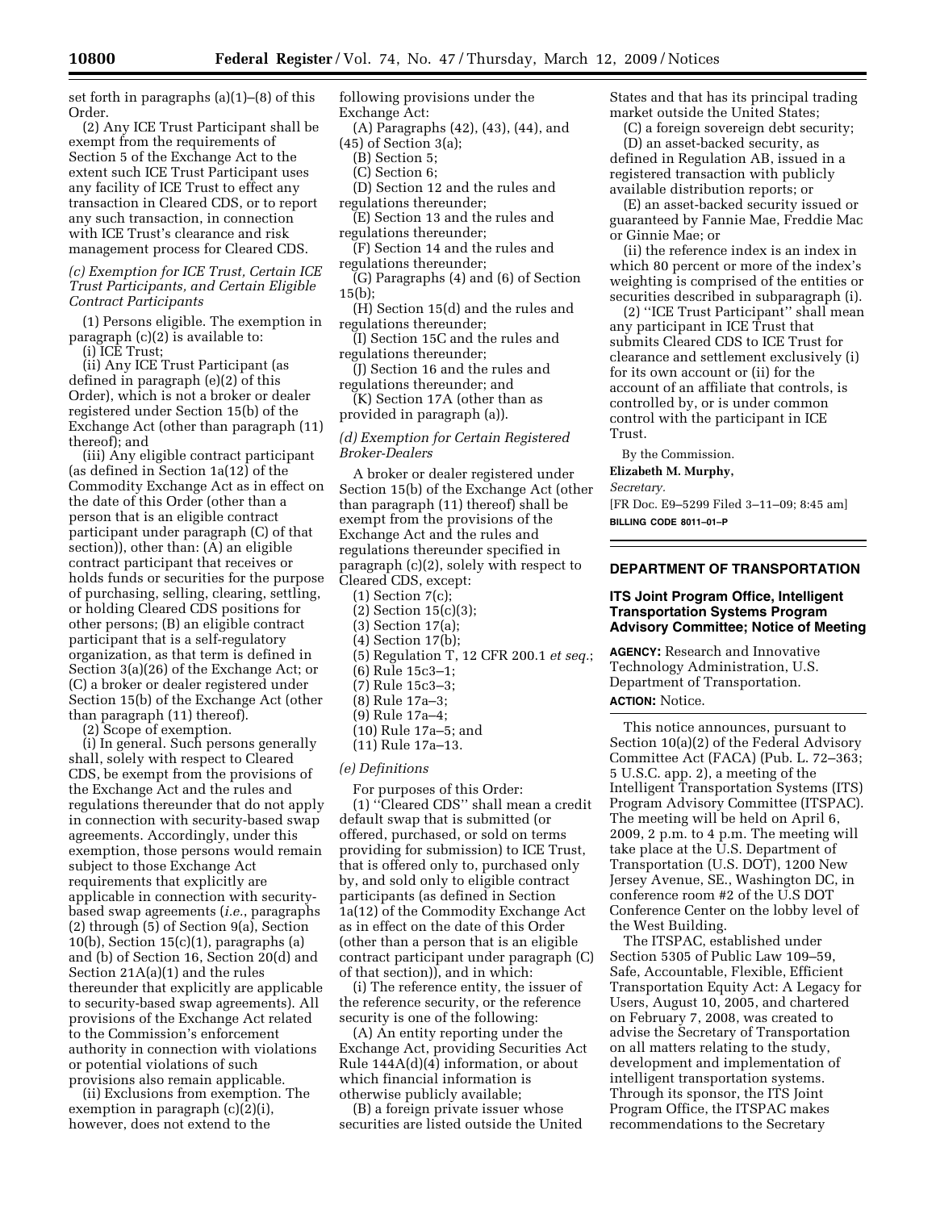set forth in paragraphs (a)(1)–(8) of this Order.

(2) Any ICE Trust Participant shall be exempt from the requirements of Section 5 of the Exchange Act to the extent such ICE Trust Participant uses any facility of ICE Trust to effect any transaction in Cleared CDS, or to report any such transaction, in connection with ICE Trust's clearance and risk management process for Cleared CDS.

*(c) Exemption for ICE Trust, Certain ICE Trust Participants, and Certain Eligible Contract Participants*

(1) Persons eligible. The exemption in paragraph (c)(2) is available to:

(i) ICE Trust;

(ii) Any ICE Trust Participant (as defined in paragraph (e)(2) of this Order), which is not a broker or dealer registered under Section 15(b) of the Exchange Act (other than paragraph (11) thereof); and

(iii) Any eligible contract participant (as defined in Section 1a(12) of the Commodity Exchange Act as in effect on the date of this Order (other than a person that is an eligible contract participant under paragraph (C) of that section)), other than: (A) an eligible contract participant that receives or holds funds or securities for the purpose of purchasing, selling, clearing, settling, or holding Cleared CDS positions for other persons; (B) an eligible contract participant that is a self-regulatory organization, as that term is defined in Section 3(a)(26) of the Exchange Act; or (C) a broker or dealer registered under Section 15(b) of the Exchange Act (other than paragraph (11) thereof).

(2) Scope of exemption.

(i) In general. Such persons generally shall, solely with respect to Cleared CDS, be exempt from the provisions of the Exchange Act and the rules and regulations thereunder that do not apply in connection with security-based swap agreements. Accordingly, under this exemption, those persons would remain subject to those Exchange Act requirements that explicitly are applicable in connection with security-based swap agreements (*i.e.*, paragraphs (2) through (5) of Section 9(a), Section 10(b), Section 15(c)(1), paragraphs (a) and (b) of Section 16, Section 20(d) and Section 21A(a)(1) and the rules thereunder that explicitly are applicable to security-based swap agreements). All provisions of the Exchange Act related to the Commission's enforcement authority in connection with violations or potential violations of such provisions also remain applicable.

(ii) Exclusions from exemption. The exemption in paragraph (c)(2)(i), however, does not extend to the following provisions under the Exchange Act:

(A) Paragraphs (42), (43), (44), and (45) of Section 3(a);

(B) Section 5;

(C) Section 6;

(D) Section 12 and the rules and regulations thereunder;

(E) Section 13 and the rules and regulations thereunder;

(F) Section 14 and the rules and regulations thereunder;

(G) Paragraphs (4) and (6) of Section 15(b);

(H) Section 15(d) and the rules and regulations thereunder;

(I) Section 15C and the rules and regulations thereunder;

(J) Section 16 and the rules and regulations thereunder; and

(K) Section 17A (other than as provided in paragraph (a)).

*(d) Exemption for Certain Registered Broker-Dealers*

A broker or dealer registered under Section 15(b) of the Exchange Act (other than paragraph (11) thereof) shall be exempt from the provisions of the Exchange Act and the rules and regulations thereunder specified in paragraph (c)(2), solely with respect to Cleared CDS, except:

(1) Section 7(c);

(2) Section 15(c)(3);

(3) Section 17(a);

(4) Section 17(b);

(5) Regulation T, 12 CFR 200.1 *et seq.*;

(6) Rule 15c3–1;

(7) Rule 15c3–3;

(8) Rule 17a–3;

(9) Rule 17a–4;

(10) Rule 17a–5; and

(11) Rule 17a–13.

*(e) Definitions*

For purposes of this Order:

(1) ''Cleared CDS'' shall mean a credit default swap that is submitted (or offered, purchased, or sold on terms providing for submission) to ICE Trust, that is offered only to, purchased only by, and sold only to eligible contract participants (as defined in Section 1a(12) of the Commodity Exchange Act as in effect on the date of this Order (other than a person that is an eligible contract participant under paragraph (C) of that section)), and in which:

(i) The reference entity, the issuer of the reference security, or the reference security is one of the following:

(A) An entity reporting under the Exchange Act, providing Securities Act Rule 144A(d)(4) information, or about which financial information is otherwise publicly available;

(B) a foreign private issuer whose securities are listed outside the United States and that has its principal trading market outside the United States;

(C) a foreign sovereign debt security;

(D) an asset-backed security, as defined in Regulation AB, issued in a registered transaction with publicly available distribution reports; or

(E) an asset-backed security issued or guaranteed by Fannie Mae, Freddie Mac or Ginnie Mae; or

(ii) the reference index is an index in which 80 percent or more of the index's weighting is comprised of the entities or securities described in subparagraph (i).

(2) ''ICE Trust Participant'' shall mean any participant in ICE Trust that submits Cleared CDS to ICE Trust for clearance and settlement exclusively (i) for its own account or (ii) for the account of an affiliate that controls, is controlled by, or is under common control with the participant in ICE Trust.

By the Commission.

**Elizabeth M. Murphy,**

*Secretary.*

[FR Doc. E9–5299 Filed 3–11–09; 8:45 am]

**BILLING CODE 8011–01–P**

## DEPARTMENT OF TRANSPORTATION

### ITS Joint Program Office, Intelligent Transportation Systems Program Advisory Committee; Notice of Meeting

**AGENCY:** Research and Innovative Technology Administration, U.S. Department of Transportation.

**ACTION:** Notice.

This notice announces, pursuant to Section 10(a)(2) of the Federal Advisory Committee Act (FACA) (Pub. L. 72–363; 5 U.S.C. app. 2), a meeting of the Intelligent Transportation Systems (ITS) Program Advisory Committee (ITSPAC). The meeting will be held on April 6, 2009, 2 p.m. to 4 p.m. The meeting will take place at the U.S. Department of Transportation (U.S. DOT), 1200 New Jersey Avenue, SE., Washington DC, in conference room #2 of the U.S DOT Conference Center on the lobby level of the West Building.

The ITSPAC, established under Section 5305 of Public Law 109–59, Safe, Accountable, Flexible, Efficient Transportation Equity Act: A Legacy for Users, August 10, 2005, and chartered on February 7, 2008, was created to advise the Secretary of Transportation on all matters relating to the study, development and implementation of intelligent transportation systems. Through its sponsor, the ITS Joint Program Office, the ITSPAC makes recommendations to the Secretary